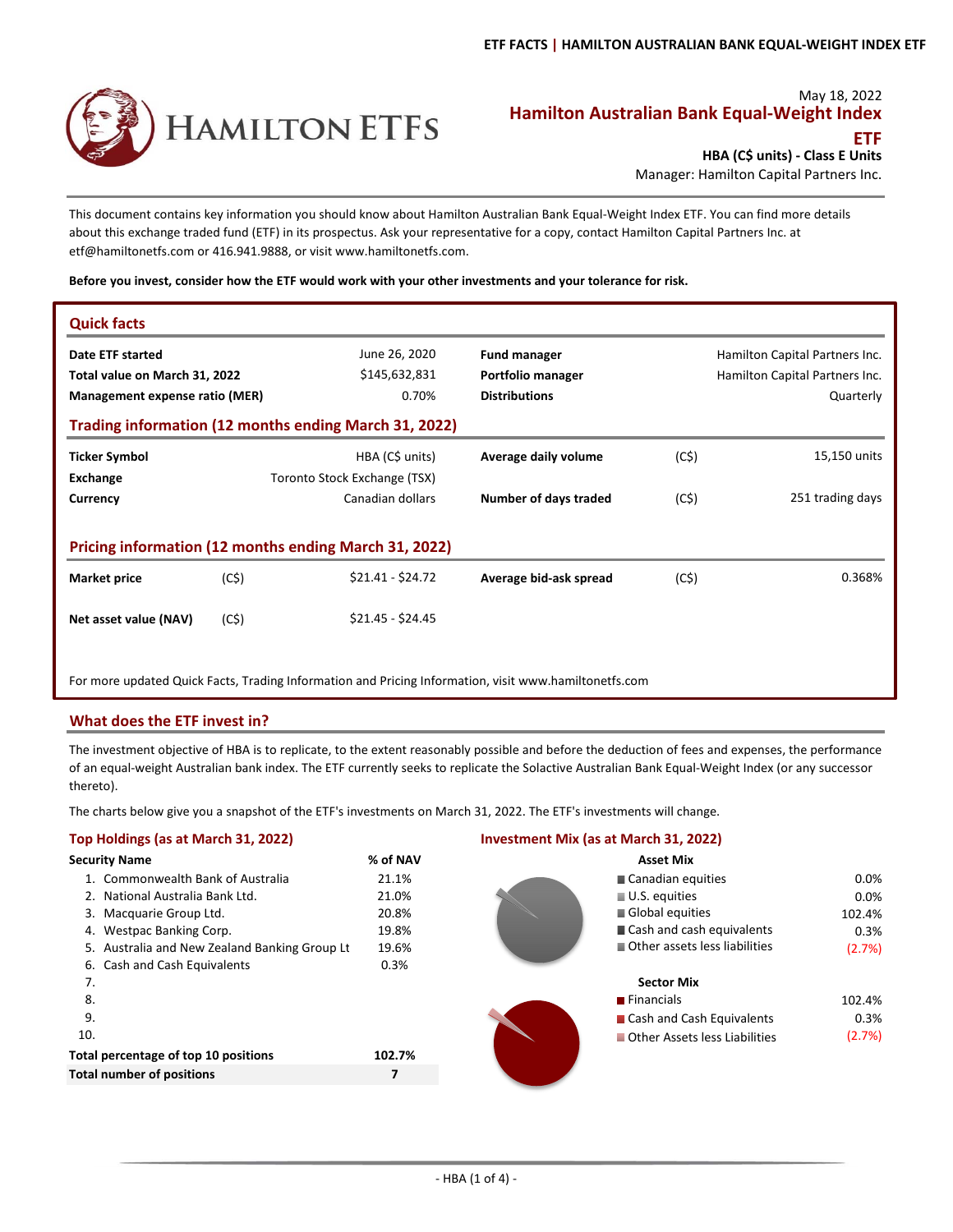May 18, 2022

# Hamilton Australian Bank Equal-Weight Index ETF

**HBA (C$ units) - Class E Units**

Manager: Hamilton Capital Partners Inc.

This document contains key information you should know about Hamilton Australian Bank Equal-Weight Index ETF. You can find more details about this exchange traded fund (ETF) in its prospectus. Ask your representative for a copy, contact Hamilton Capital Partners Inc. at etf@hamiltonetfs.com or 416.941.9888, or visit www.hamiltonetfs.com.

**Before you invest, consider how the ETF would work with your other investments and your tolerance for risk.**

## Quick facts

| | | | |
|---|---|---|---|
| **Date ETF started** | June 26, 2020 | **Fund manager** | Hamilton Capital Partners Inc. |
| **Total value on March 31, 2022** | $145,632,831 | **Portfolio manager** | Hamilton Capital Partners Inc. |
| **Management expense ratio (MER)** | 0.70% | **Distributions** | Quarterly |

### Trading information (12 months ending March 31, 2022)

| | | | | |
|---|---|---|---|---|
| **Ticker Symbol** | HBA (C$ units) | **Average daily volume** | (C$) | 15,150 units |
| **Exchange** | Toronto Stock Exchange (TSX) | | | |
| **Currency** | Canadian dollars | **Number of days traded** | (C$) | 251 trading days |

### Pricing information (12 months ending March 31, 2022)

| | | | | | |
|---|---|---|---|---|---|
| **Market price** | (C$) | $21.41 - $24.72 | **Average bid-ask spread** | (C$) | 0.368% |
| **Net asset value (NAV)** | (C$) | $21.45 - $24.45 | | | |

For more updated Quick Facts, Trading Information and Pricing Information, visit www.hamiltonetfs.com

## What does the ETF invest in?

The investment objective of HBA is to replicate, to the extent reasonably possible and before the deduction of fees and expenses, the performance of an equal-weight Australian bank index. The ETF currently seeks to replicate the Solactive Australian Bank Equal-Weight Index (or any successor thereto).

The charts below give you a snapshot of the ETF's investments on March 31, 2022. The ETF's investments will change.

### Top Holdings (as at March 31, 2022)

| Security Name | % of NAV |
|---|---|
| 1. Commonwealth Bank of Australia | 21.1% |
| 2. National Australia Bank Ltd. | 21.0% |
| 3. Macquarie Group Ltd. | 20.8% |
| 4. Westpac Banking Corp. | 19.8% |
| 5. Australia and New Zealand Banking Group Lt | 19.6% |
| 6. Cash and Cash Equivalents | 0.3% |
| 7. | |
| 8. | |
| 9. | |
| 10. | |
| **Total percentage of top 10 positions** | **102.7%** |
| **Total number of positions** | **7** |

### Investment Mix (as at March 31, 2022)

| Asset Mix | |
|---|---|
| Canadian equities | 0.0% |
| U.S. equities | 0.0% |
| Global equities | 102.4% |
| Cash and cash equivalents | 0.3% |
| Other assets less liabilities | (2.7%) |

| Sector Mix | |
|---|---|
| Financials | 102.4% |
| Cash and Cash Equivalents | 0.3% |
| Other Assets less Liabilities | (2.7%) |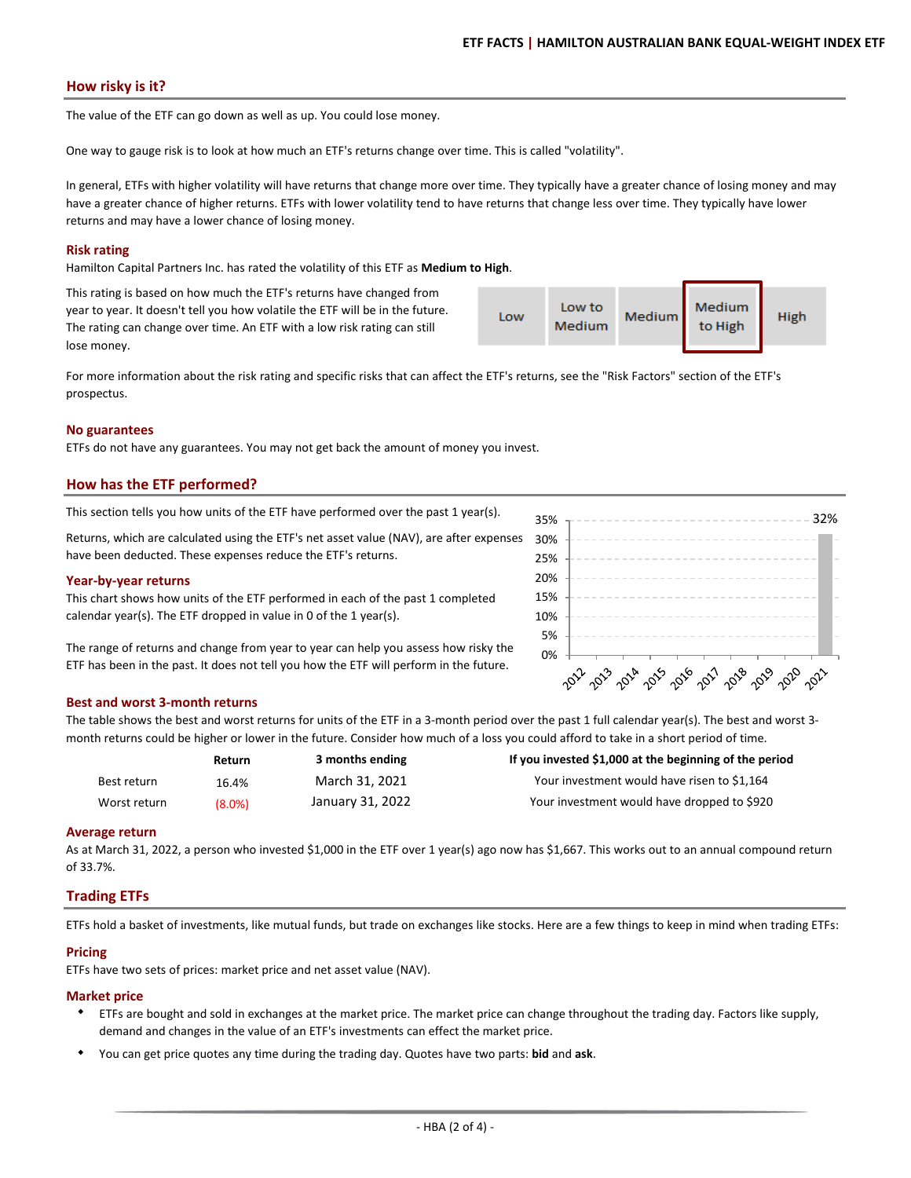## How risky is it?

The value of the ETF can go down as well as up. You could lose money.

One way to gauge risk is to look at how much an ETF's returns change over time. This is called "volatility".

In general, ETFs with higher volatility will have returns that change more over time. They typically have a greater chance of losing money and may have a greater chance of higher returns. ETFs with lower volatility tend to have returns that change less over time. They typically have lower returns and may have a lower chance of losing money.

### Risk rating

Hamilton Capital Partners Inc. has rated the volatility of this ETF as **Medium to High**.

This rating is based on how much the ETF's returns have changed from year to year. It doesn't tell you how volatile the ETF will be in the future. The rating can change over time. An ETF with a low risk rating can still lose money.

| Low | Low to Medium | Medium | **Medium to High** | High |
|---|---|---|---|---|

For more information about the risk rating and specific risks that can affect the ETF's returns, see the "Risk Factors" section of the ETF's prospectus.

### No guarantees

ETFs do not have any guarantees. You may not get back the amount of money you invest.

## How has the ETF performed?

This section tells you how units of the ETF have performed over the past 1 year(s).

Returns, which are calculated using the ETF's net asset value (NAV), are after expenses have been deducted. These expenses reduce the ETF's returns.

### Year-by-year returns

This chart shows how units of the ETF performed in each of the past 1 completed calendar year(s). The ETF dropped in value in 0 of the 1 year(s).

The range of returns and change from year to year can help you assess how risky the ETF has been in the past. It does not tell you how the ETF will perform in the future.

| Year | 2012 | 2013 | 2014 | 2015 | 2016 | 2017 | 2018 | 2019 | 2020 | 2021 |
|---|---|---|---|---|---|---|---|---|---|---|
| Return | | | | | | | | | | 32% |

### Best and worst 3-month returns

The table shows the best and worst returns for units of the ETF in a 3-month period over the past 1 full calendar year(s). The best and worst 3-month returns could be higher or lower in the future. Consider how much of a loss you could afford to take in a short period of time.

| | Return | 3 months ending | If you invested $1,000 at the beginning of the period |
|---|---|---|---|
| Best return | 16.4% | March 31, 2021 | Your investment would have risen to $1,164 |
| Worst return | (8.0%) | January 31, 2022 | Your investment would have dropped to $920 |

### Average return

As at March 31, 2022, a person who invested $1,000 in the ETF over 1 year(s) ago now has $1,667. This works out to an annual compound return of 33.7%.

## Trading ETFs

ETFs hold a basket of investments, like mutual funds, but trade on exchanges like stocks. Here are a few things to keep in mind when trading ETFs:

### Pricing

ETFs have two sets of prices: market price and net asset value (NAV).

### Market price

- ETFs are bought and sold in exchanges at the market price. The market price can change throughout the trading day. Factors like supply, demand and changes in the value of an ETF's investments can effect the market price.
- You can get price quotes any time during the trading day. Quotes have two parts: **bid** and **ask**.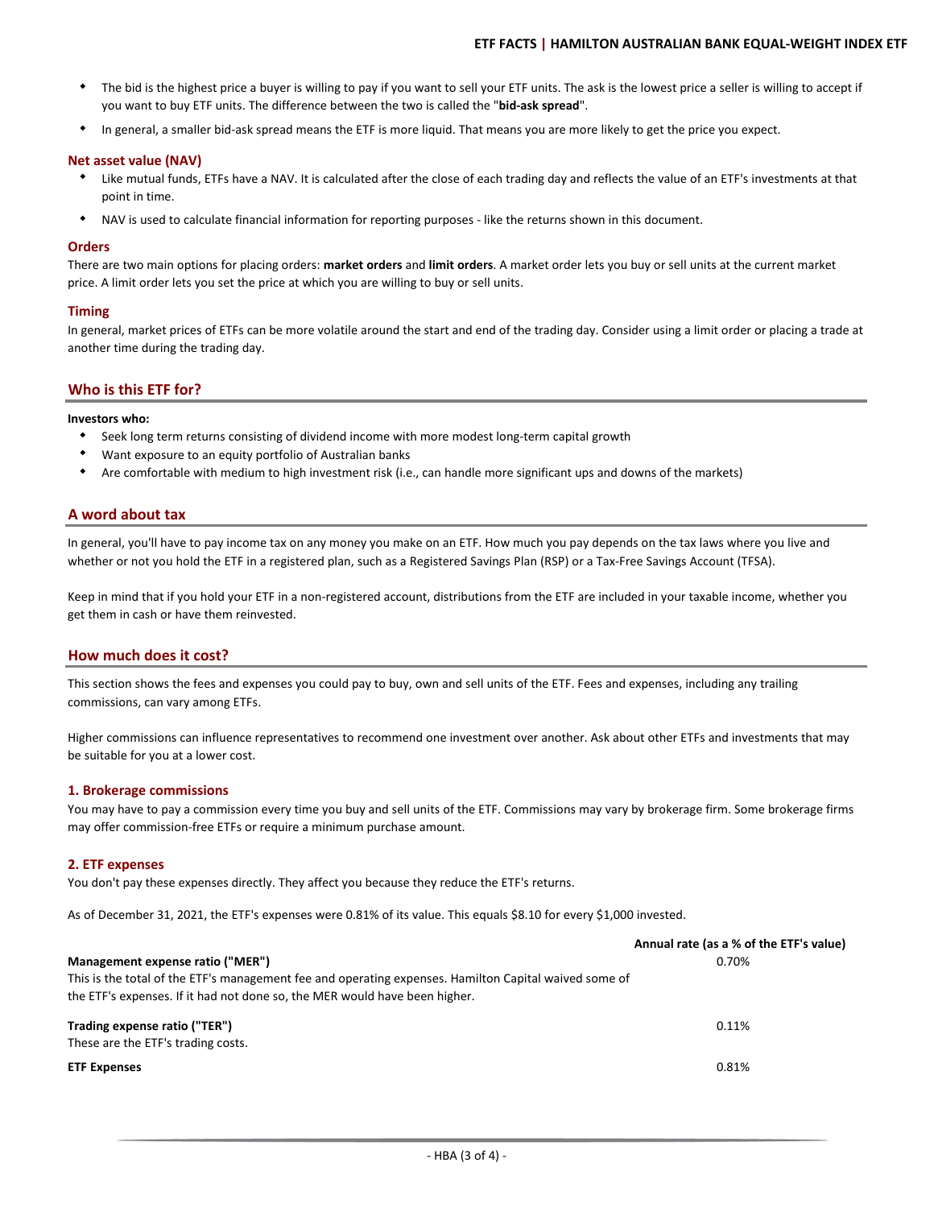- The bid is the highest price a buyer is willing to pay if you want to sell your ETF units. The ask is the lowest price a seller is willing to accept if you want to buy ETF units. The difference between the two is called the "**bid-ask spread**".
- In general, a smaller bid-ask spread means the ETF is more liquid. That means you are more likely to get the price you expect.

### Net asset value (NAV)

- Like mutual funds, ETFs have a NAV. It is calculated after the close of each trading day and reflects the value of an ETF's investments at that point in time.
- NAV is used to calculate financial information for reporting purposes - like the returns shown in this document.

### Orders

There are two main options for placing orders: **market orders** and **limit orders**. A market order lets you buy or sell units at the current market price. A limit order lets you set the price at which you are willing to buy or sell units.

### Timing

In general, market prices of ETFs can be more volatile around the start and end of the trading day. Consider using a limit order or placing a trade at another time during the trading day.

## Who is this ETF for?

**Investors who:**

- Seek long term returns consisting of dividend income with more modest long-term capital growth
- Want exposure to an equity portfolio of Australian banks
- Are comfortable with medium to high investment risk (i.e., can handle more significant ups and downs of the markets)

## A word about tax

In general, you'll have to pay income tax on any money you make on an ETF. How much you pay depends on the tax laws where you live and whether or not you hold the ETF in a registered plan, such as a Registered Savings Plan (RSP) or a Tax-Free Savings Account (TFSA).

Keep in mind that if you hold your ETF in a non-registered account, distributions from the ETF are included in your taxable income, whether you get them in cash or have them reinvested.

## How much does it cost?

This section shows the fees and expenses you could pay to buy, own and sell units of the ETF. Fees and expenses, including any trailing commissions, can vary among ETFs.

Higher commissions can influence representatives to recommend one investment over another. Ask about other ETFs and investments that may be suitable for you at a lower cost.

### 1. Brokerage commissions

You may have to pay a commission every time you buy and sell units of the ETF. Commissions may vary by brokerage firm. Some brokerage firms may offer commission-free ETFs or require a minimum purchase amount.

### 2. ETF expenses

You don't pay these expenses directly. They affect you because they reduce the ETF's returns.

As of December 31, 2021, the ETF's expenses were 0.81% of its value. This equals $8.10 for every $1,000 invested.

| | Annual rate (as a % of the ETF's value) |
|---|---|
| **Management expense ratio ("MER")**<br>This is the total of the ETF's management fee and operating expenses. Hamilton Capital waived some of the ETF's expenses. If it had not done so, the MER would have been higher. | 0.70% |
| **Trading expense ratio ("TER")**<br>These are the ETF's trading costs. | 0.11% |
| **ETF Expenses** | 0.81% |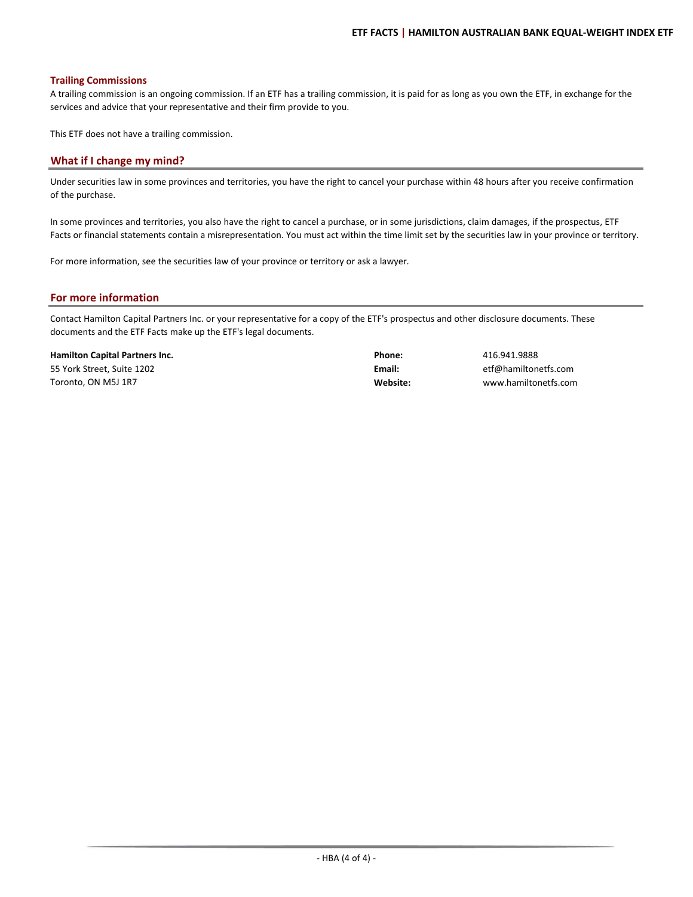### Trailing Commissions

A trailing commission is an ongoing commission. If an ETF has a trailing commission, it is paid for as long as you own the ETF, in exchange for the services and advice that your representative and their firm provide to you.

This ETF does not have a trailing commission.

## What if I change my mind?

Under securities law in some provinces and territories, you have the right to cancel your purchase within 48 hours after you receive confirmation of the purchase.

In some provinces and territories, you also have the right to cancel a purchase, or in some jurisdictions, claim damages, if the prospectus, ETF Facts or financial statements contain a misrepresentation. You must act within the time limit set by the securities law in your province or territory.

For more information, see the securities law of your province or territory or ask a lawyer.

## For more information

Contact Hamilton Capital Partners Inc. or your representative for a copy of the ETF's prospectus and other disclosure documents. These documents and the ETF Facts make up the ETF's legal documents.

**Hamilton Capital Partners Inc.**
55 York Street, Suite 1202
Toronto, ON M5J 1R7

**Phone:** 416.941.9888
**Email:** etf@hamiltonetfs.com
**Website:** www.hamiltonetfs.com